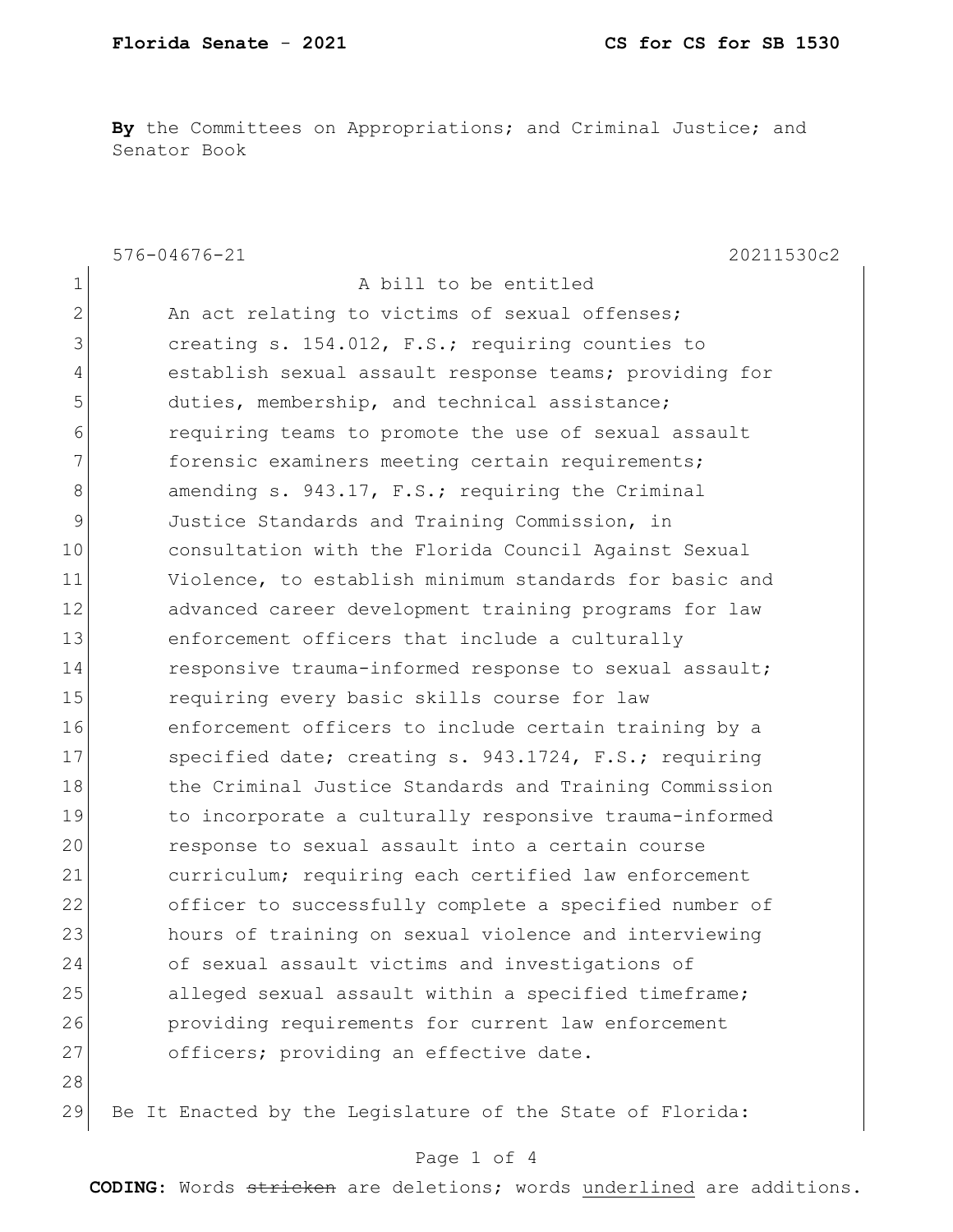**By** the Committees on Appropriations; and Criminal Justice; and Senator Book

576-04676-21 20211530c2

A bill to be entitled

An act relating to victims of sexual offenses; creating s. 154.012, F.S.; requiring counties to establish sexual assault response teams; providing for duties, membership, and technical assistance; requiring teams to promote the use of sexual assault forensic examiners meeting certain requirements; amending s. 943.17, F.S.; requiring the Criminal Justice Standards and Training Commission, in consultation with the Florida Council Against Sexual Violence, to establish minimum standards for basic and advanced career development training programs for law enforcement officers that include a culturally responsive trauma-informed response to sexual assault; requiring every basic skills course for law enforcement officers to include certain training by a specified date; creating s. 943.1724, F.S.; requiring the Criminal Justice Standards and Training Commission to incorporate a culturally responsive trauma-informed response to sexual assault into a certain course curriculum; requiring each certified law enforcement officer to successfully complete a specified number of hours of training on sexual violence and interviewing of sexual assault victims and investigations of alleged sexual assault within a specified timeframe; providing requirements for current law enforcement officers; providing an effective date.

Be It Enacted by the Legislature of the State of Florida: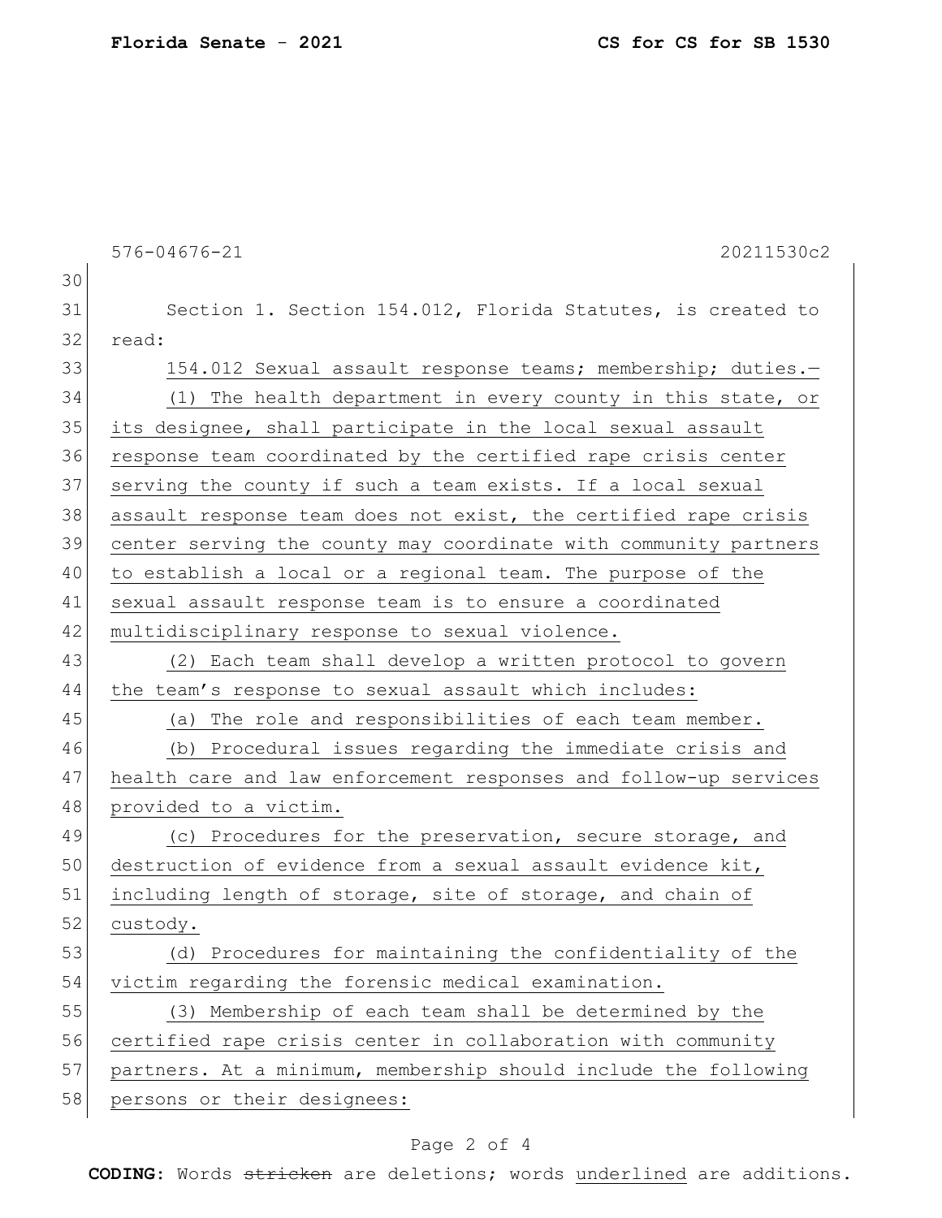576-04676-21 20211530c2

Section 1. Section 154.012, Florida Statutes, is created to read:

154.012 Sexual assault response teams; membership; duties.—

(1) The health department in every county in this state, or its designee, shall participate in the local sexual assault response team coordinated by the certified rape crisis center serving the county if such a team exists. If a local sexual assault response team does not exist, the certified rape crisis center serving the county may coordinate with community partners to establish a local or a regional team. The purpose of the sexual assault response team is to ensure a coordinated multidisciplinary response to sexual violence.

(2) Each team shall develop a written protocol to govern the team's response to sexual assault which includes:

(a) The role and responsibilities of each team member.

(b) Procedural issues regarding the immediate crisis and health care and law enforcement responses and follow-up services provided to a victim.

(c) Procedures for the preservation, secure storage, and destruction of evidence from a sexual assault evidence kit, including length of storage, site of storage, and chain of custody.

(d) Procedures for maintaining the confidentiality of the victim regarding the forensic medical examination.

(3) Membership of each team shall be determined by the certified rape crisis center in collaboration with community partners. At a minimum, membership should include the following persons or their designees:

**CODING:** Words ~~stricken~~ are deletions; words underlined are additions.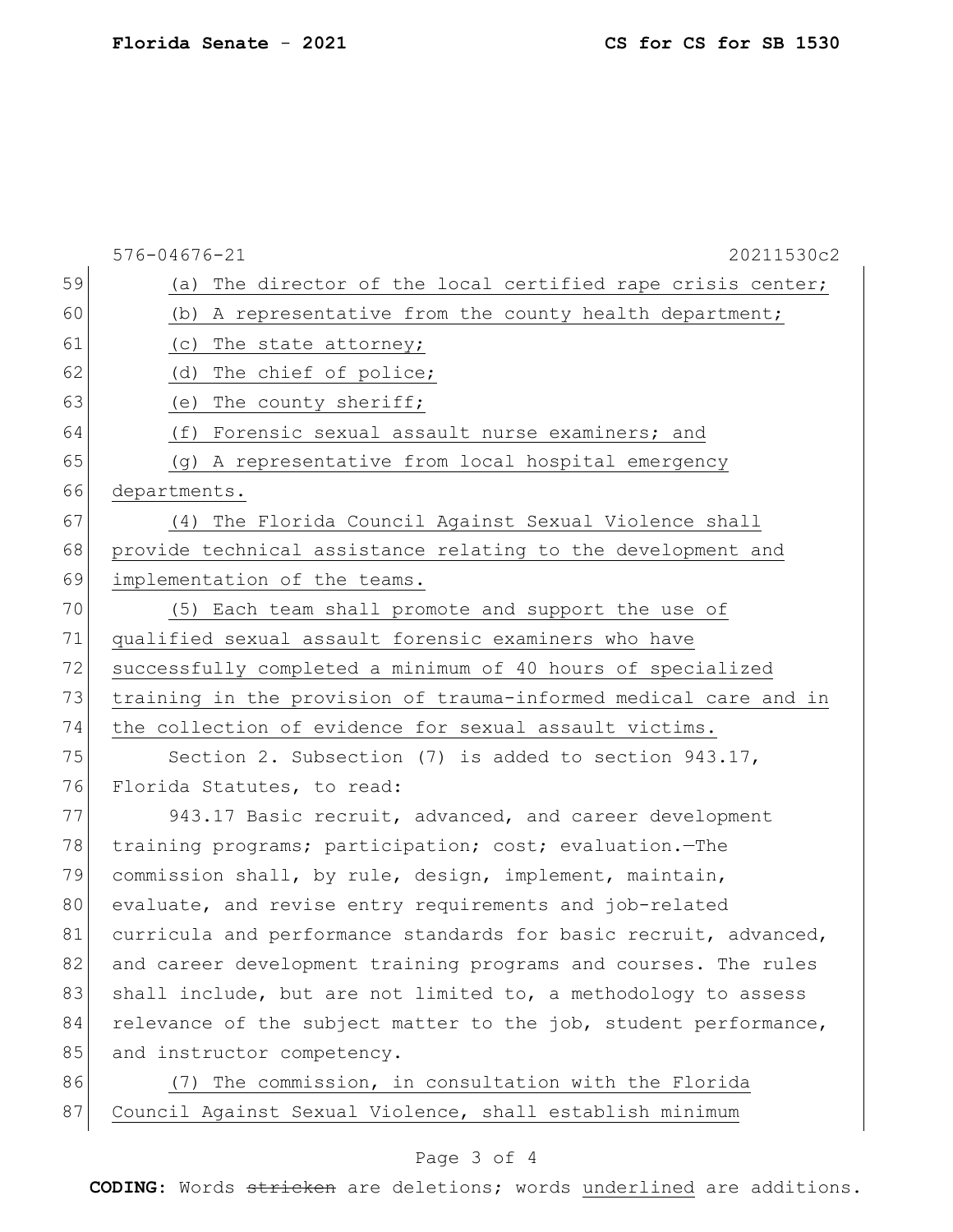(a) The director of the local certified rape crisis center;

(b) A representative from the county health department;

(c) The state attorney;

(d) The chief of police;

(e) The county sheriff;

(f) Forensic sexual assault nurse examiners; and

(g) A representative from local hospital emergency departments.

(4) The Florida Council Against Sexual Violence shall provide technical assistance relating to the development and implementation of the teams.

(5) Each team shall promote and support the use of qualified sexual assault forensic examiners who have successfully completed a minimum of 40 hours of specialized training in the provision of trauma-informed medical care and in the collection of evidence for sexual assault victims.

Section 2. Subsection (7) is added to section 943.17, Florida Statutes, to read:

943.17 Basic recruit, advanced, and career development training programs; participation; cost; evaluation.—The commission shall, by rule, design, implement, maintain, evaluate, and revise entry requirements and job-related curricula and performance standards for basic recruit, advanced, and career development training programs and courses. The rules shall include, but are not limited to, a methodology to assess relevance of the subject matter to the job, student performance, and instructor competency.

(7) The commission, in consultation with the Florida Council Against Sexual Violence, shall establish minimum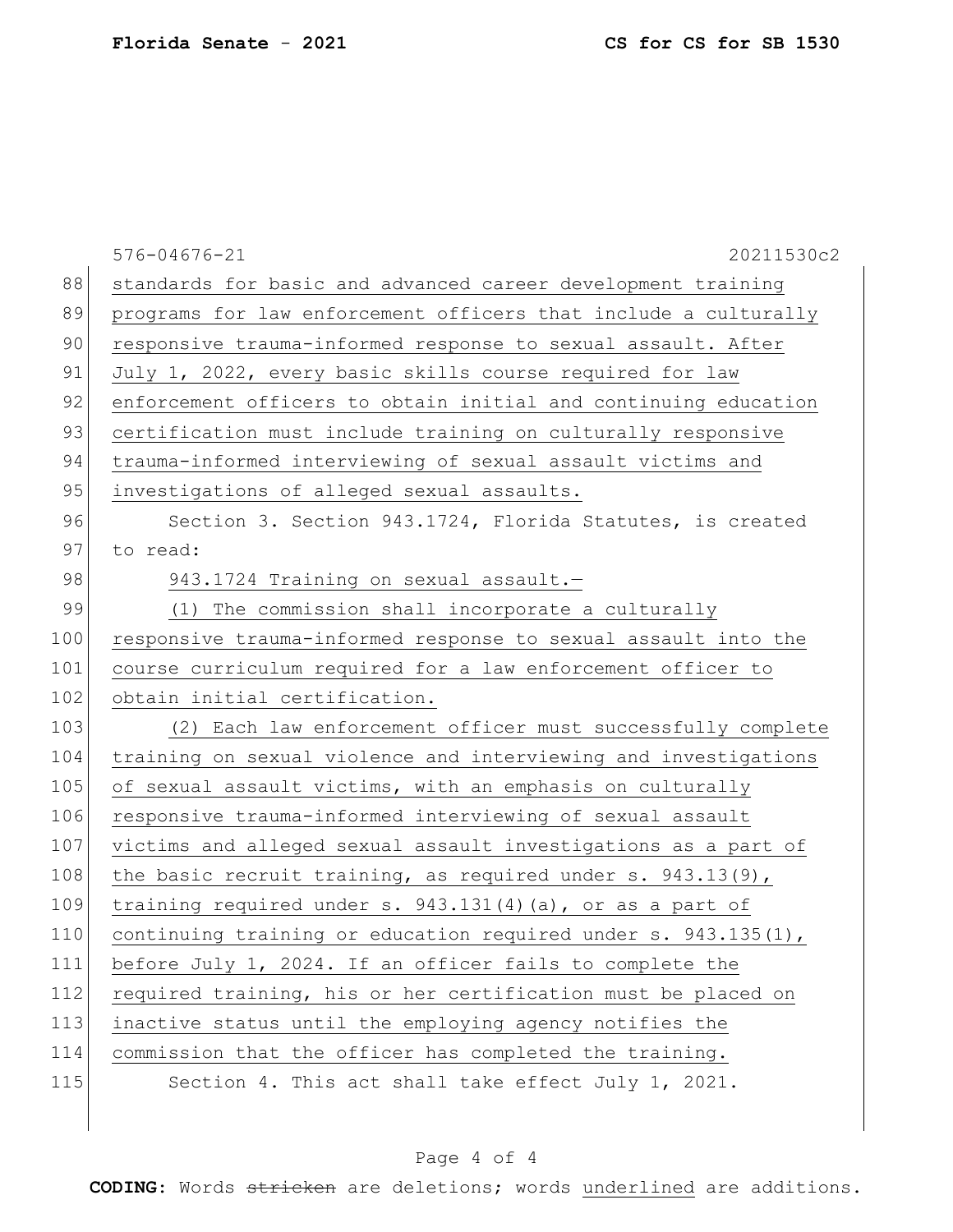standards for basic and advanced career development training programs for law enforcement officers that include a culturally responsive trauma-informed response to sexual assault. After July 1, 2022, every basic skills course required for law enforcement officers to obtain initial and continuing education certification must include training on culturally responsive trauma-informed interviewing of sexual assault victims and investigations of alleged sexual assaults.

Section 3. Section 943.1724, Florida Statutes, is created to read:

943.1724 Training on sexual assault.—

(1) The commission shall incorporate a culturally responsive trauma-informed response to sexual assault into the course curriculum required for a law enforcement officer to obtain initial certification.

(2) Each law enforcement officer must successfully complete training on sexual violence and interviewing and investigations of sexual assault victims, with an emphasis on culturally responsive trauma-informed interviewing of sexual assault victims and alleged sexual assault investigations as a part of the basic recruit training, as required under s. 943.13(9), training required under s. 943.131(4)(a), or as a part of continuing training or education required under s. 943.135(1), before July 1, 2024. If an officer fails to complete the required training, his or her certification must be placed on inactive status until the employing agency notifies the commission that the officer has completed the training.

Section 4. This act shall take effect July 1, 2021.

**CODING:** Words ~~stricken~~ are deletions; words underlined are additions.